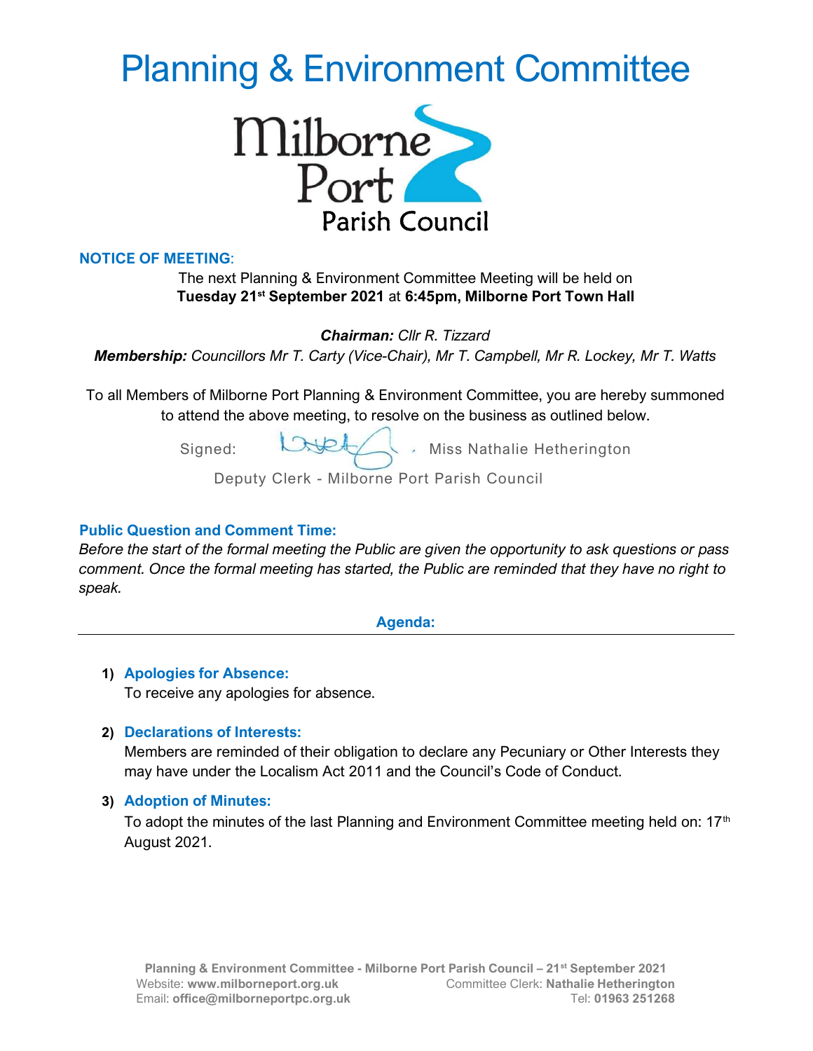# Planning & Environment Committee

Milborne Port Parish Council

**NOTICE OF MEETING**:

The next Planning & Environment Committee Meeting will be held on **Tuesday 21st September 2021** at **6:45pm, Milborne Port Town Hall**

***Chairman:*** *Cllr R. Tizzard*

***Membership:*** *Councillors Mr T. Carty (Vice-Chair), Mr T. Campbell, Mr R. Lockey, Mr T. Watts*

To all Members of Milborne Port Planning & Environment Committee, you are hereby summoned to attend the above meeting, to resolve on the business as outlined below.

Signed: Miss Nathalie Hetherington

Deputy Clerk - Milborne Port Parish Council

**Public Question and Comment Time:**

*Before the start of the formal meeting the Public are given the opportunity to ask questions or pass comment. Once the formal meeting has started, the Public are reminded that they have no right to speak.*

## Agenda:

1) **Apologies for Absence:**
   To receive any apologies for absence.

2) **Declarations of Interests:**
   Members are reminded of their obligation to declare any Pecuniary or Other Interests they may have under the Localism Act 2011 and the Council's Code of Conduct.

3) **Adoption of Minutes:**
   To adopt the minutes of the last Planning and Environment Committee meeting held on: 17th August 2021.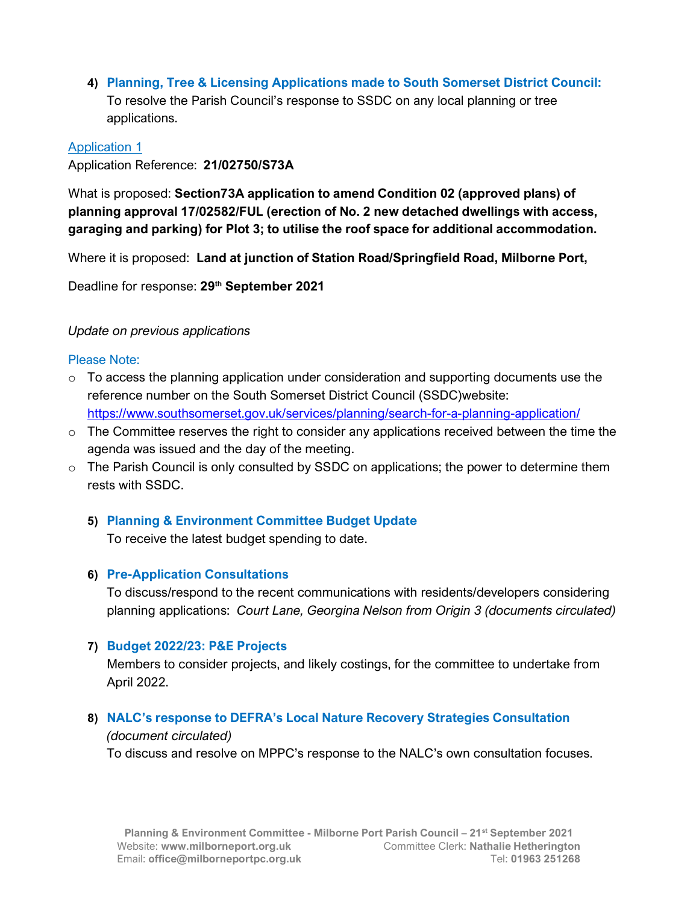4) **Planning, Tree & Licensing Applications made to South Somerset District Council:**
To resolve the Parish Council's response to SSDC on any local planning or tree applications.

Application 1

Application Reference: **21/02750/S73A**

What is proposed: **Section73A application to amend Condition 02 (approved plans) of planning approval 17/02582/FUL (erection of No. 2 new detached dwellings with access, garaging and parking) for Plot 3; to utilise the roof space for additional accommodation.**

Where it is proposed: **Land at junction of Station Road/Springfield Road, Milborne Port,**

Deadline for response: **29th September 2021**

*Update on previous applications*

Please Note:

- To access the planning application under consideration and supporting documents use the reference number on the South Somerset District Council (SSDC)website: https://www.southsomerset.gov.uk/services/planning/search-for-a-planning-application/
- The Committee reserves the right to consider any applications received between the time the agenda was issued and the day of the meeting.
- The Parish Council is only consulted by SSDC on applications; the power to determine them rests with SSDC.

5) **Planning & Environment Committee Budget Update**
To receive the latest budget spending to date.

6) **Pre-Application Consultations**
To discuss/respond to the recent communications with residents/developers considering planning applications: *Court Lane, Georgina Nelson from Origin 3 (documents circulated)*

7) **Budget 2022/23: P&E Projects**
Members to consider projects, and likely costings, for the committee to undertake from April 2022.

8) **NALC's response to DEFRA's Local Nature Recovery Strategies Consultation** *(document circulated)*
To discuss and resolve on MPPC's response to the NALC's own consultation focuses.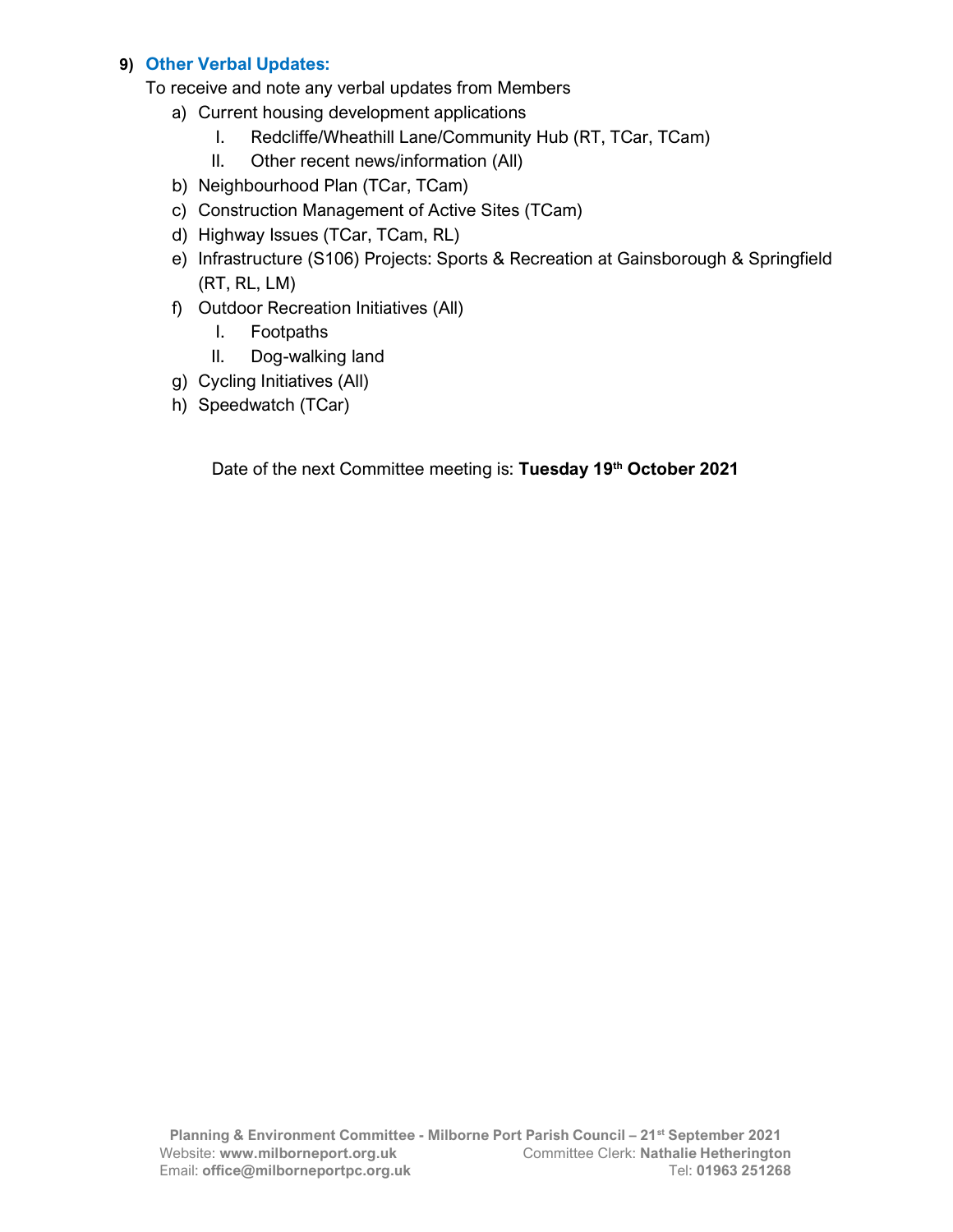## 9) Other Verbal Updates:

To receive and note any verbal updates from Members

a) Current housing development applications
   I. Redcliffe/Wheathill Lane/Community Hub (RT, TCar, TCam)
   II. Other recent news/information (All)
b) Neighbourhood Plan (TCar, TCam)
c) Construction Management of Active Sites (TCam)
d) Highway Issues (TCar, TCam, RL)
e) Infrastructure (S106) Projects: Sports & Recreation at Gainsborough & Springfield (RT, RL, LM)
f) Outdoor Recreation Initiatives (All)
   I. Footpaths
   II. Dog-walking land
g) Cycling Initiatives (All)
h) Speedwatch (TCar)

Date of the next Committee meeting is: **Tuesday 19th October 2021**